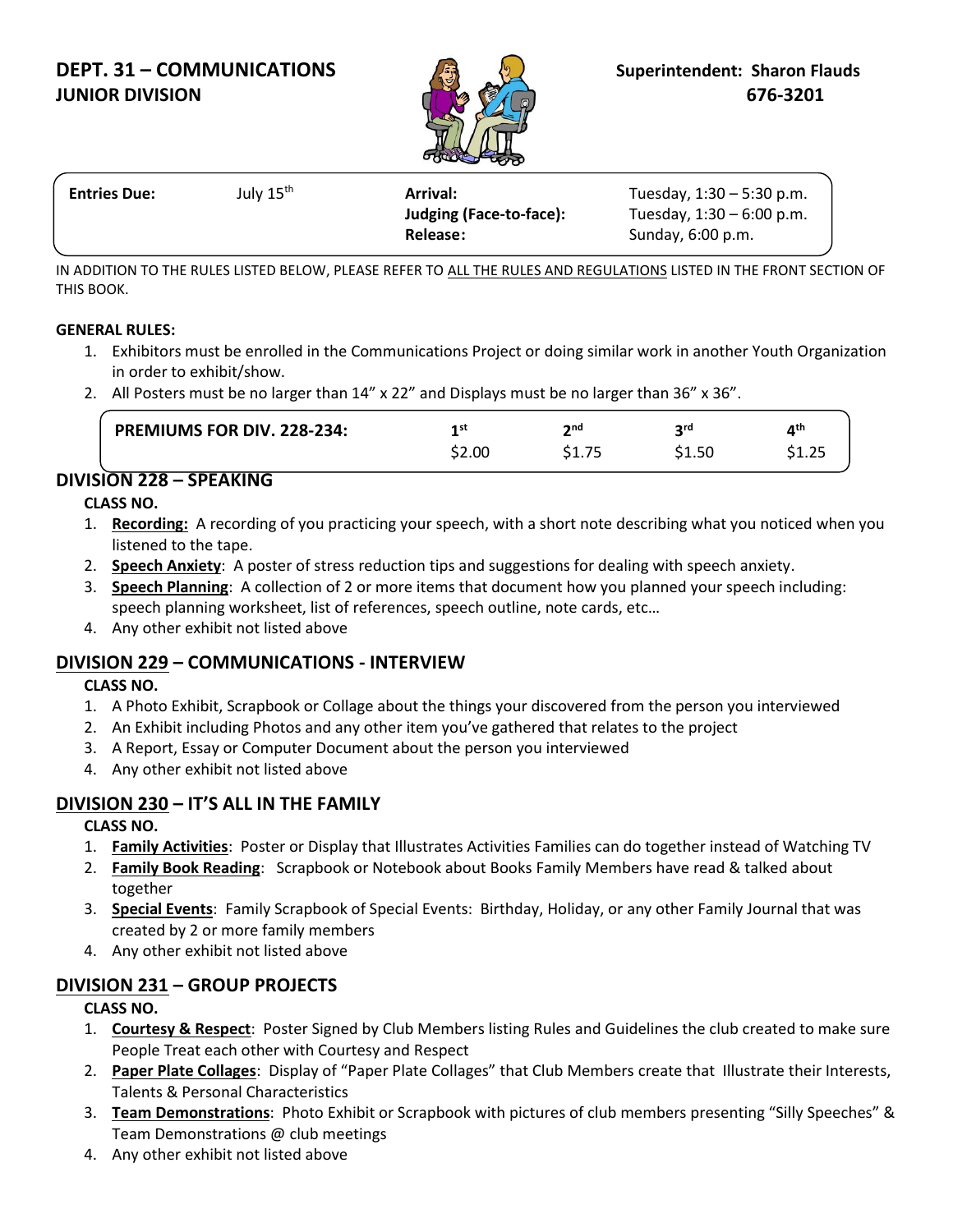# DEPT. 31 – COMMUNICATIONS
## JUNIOR DIVISION

**Superintendent: Sharon Flauds**
**676-3201**

| **Entries Due:** | July 15th | **Arrival:** | Tuesday, 1:30 – 5:30 p.m. |
|---|---|---|---|
| | | **Judging (Face-to-face):** | Tuesday, 1:30 – 6:00 p.m. |
| | | **Release:** | Sunday, 6:00 p.m. |

IN ADDITION TO THE RULES LISTED BELOW, PLEASE REFER TO ALL THE RULES AND REGULATIONS LISTED IN THE FRONT SECTION OF THIS BOOK.

**GENERAL RULES:**

1. Exhibitors must be enrolled in the Communications Project or doing similar work in another Youth Organization in order to exhibit/show.
2. All Posters must be no larger than 14" x 22" and Displays must be no larger than 36" x 36".

| **PREMIUMS FOR DIV. 228-234:** | 1st | 2nd | 3rd | 4th |
|---|---|---|---|---|
| | $2.00 | $1.75 | $1.50 | $1.25 |

## DIVISION 228 – SPEAKING

**CLASS NO.**

1. **Recording:** A recording of you practicing your speech, with a short note describing what you noticed when you listened to the tape.
2. **Speech Anxiety**: A poster of stress reduction tips and suggestions for dealing with speech anxiety.
3. **Speech Planning**: A collection of 2 or more items that document how you planned your speech including: speech planning worksheet, list of references, speech outline, note cards, etc…
4. Any other exhibit not listed above

## DIVISION 229 – COMMUNICATIONS - INTERVIEW

**CLASS NO.**

1. A Photo Exhibit, Scrapbook or Collage about the things your discovered from the person you interviewed
2. An Exhibit including Photos and any other item you've gathered that relates to the project
3. A Report, Essay or Computer Document about the person you interviewed
4. Any other exhibit not listed above

## DIVISION 230 – IT'S ALL IN THE FAMILY

**CLASS NO.**

1. **Family Activities**: Poster or Display that Illustrates Activities Families can do together instead of Watching TV
2. **Family Book Reading**: Scrapbook or Notebook about Books Family Members have read & talked about together
3. **Special Events**: Family Scrapbook of Special Events: Birthday, Holiday, or any other Family Journal that was created by 2 or more family members
4. Any other exhibit not listed above

## DIVISION 231 – GROUP PROJECTS

**CLASS NO.**

1. **Courtesy & Respect**: Poster Signed by Club Members listing Rules and Guidelines the club created to make sure People Treat each other with Courtesy and Respect
2. **Paper Plate Collages**: Display of "Paper Plate Collages" that Club Members create that Illustrate their Interests, Talents & Personal Characteristics
3. **Team Demonstrations**: Photo Exhibit or Scrapbook with pictures of club members presenting "Silly Speeches" & Team Demonstrations @ club meetings
4. Any other exhibit not listed above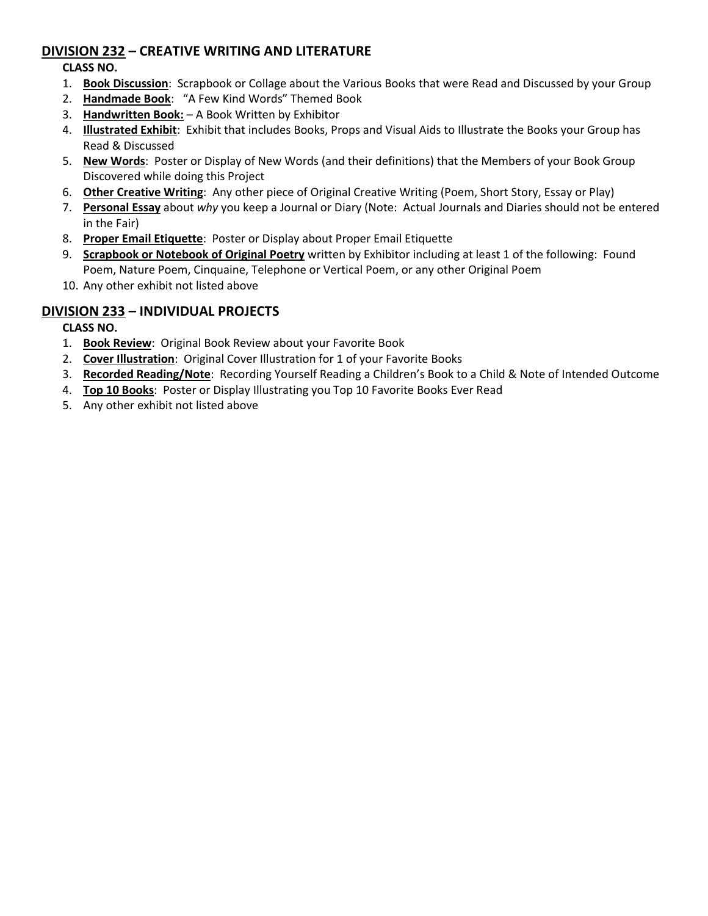## DIVISION 232 – CREATIVE WRITING AND LITERATURE

**CLASS NO.**

1. **Book Discussion**: Scrapbook or Collage about the Various Books that were Read and Discussed by your Group
2. **Handmade Book**: "A Few Kind Words" Themed Book
3. **Handwritten Book:** – A Book Written by Exhibitor
4. **Illustrated Exhibit**: Exhibit that includes Books, Props and Visual Aids to Illustrate the Books your Group has Read & Discussed
5. **New Words**: Poster or Display of New Words (and their definitions) that the Members of your Book Group Discovered while doing this Project
6. **Other Creative Writing**: Any other piece of Original Creative Writing (Poem, Short Story, Essay or Play)
7. **Personal Essay** about *why* you keep a Journal or Diary (Note: Actual Journals and Diaries should not be entered in the Fair)
8. **Proper Email Etiquette**: Poster or Display about Proper Email Etiquette
9. **Scrapbook or Notebook of Original Poetry** written by Exhibitor including at least 1 of the following: Found Poem, Nature Poem, Cinquaine, Telephone or Vertical Poem, or any other Original Poem
10. Any other exhibit not listed above

## DIVISION 233 – INDIVIDUAL PROJECTS

**CLASS NO.**

1. **Book Review**: Original Book Review about your Favorite Book
2. **Cover Illustration**: Original Cover Illustration for 1 of your Favorite Books
3. **Recorded Reading/Note**: Recording Yourself Reading a Children's Book to a Child & Note of Intended Outcome
4. **Top 10 Books**: Poster or Display Illustrating you Top 10 Favorite Books Ever Read
5. Any other exhibit not listed above